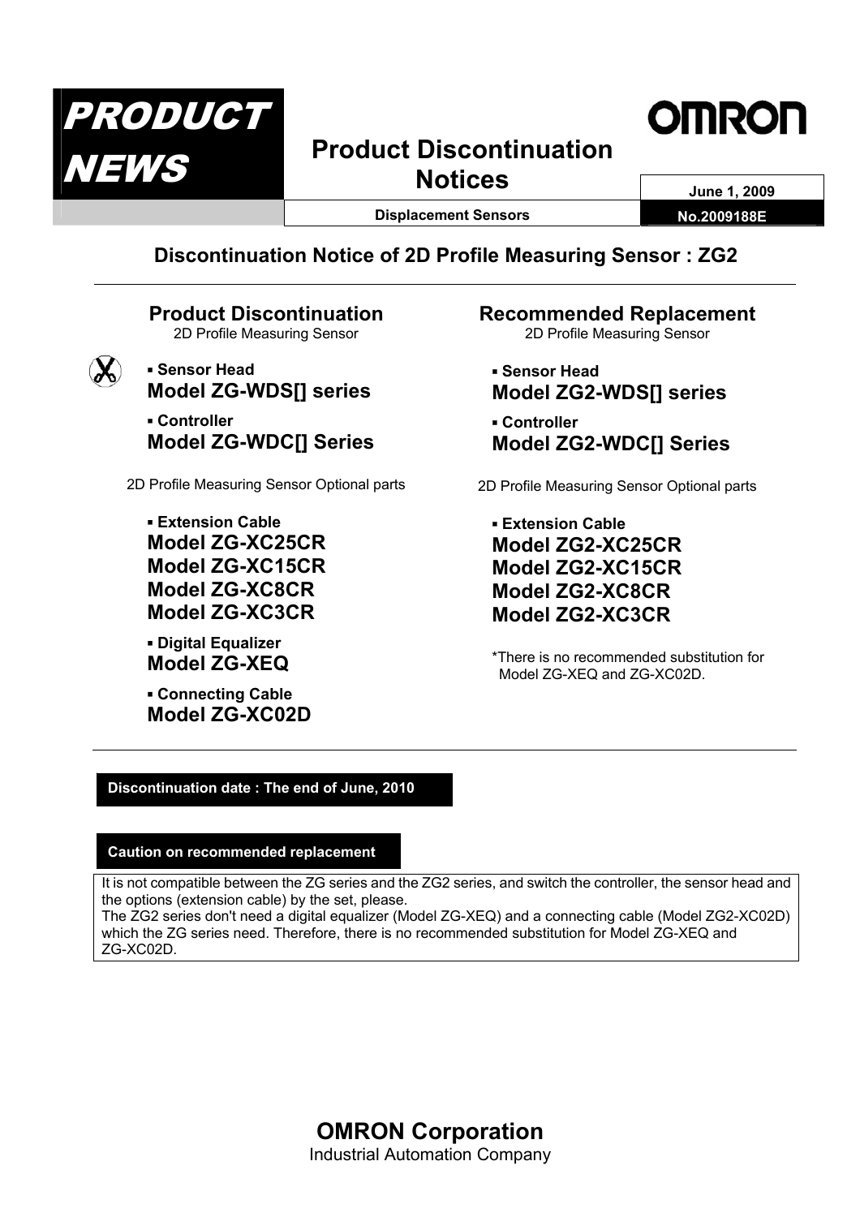# PRODUCT NEWS

## Product Discontinuation Notices

**June 1, 2009**

**Displacement Sensors**

**No.2009188E**

## Discontinuation Notice of 2D Profile Measuring Sensor : ZG2

### Product Discontinuation

2D Profile Measuring Sensor

- **Sensor Head**

  **Model ZG-WDS[] series**

- **Controller**

  **Model ZG-WDC[] Series**

2D Profile Measuring Sensor Optional parts

- **Extension Cable**

  **Model ZG-XC25CR**
  **Model ZG-XC15CR**
  **Model ZG-XC8CR**
  **Model ZG-XC3CR**

- **Digital Equalizer**

  **Model ZG-XEQ**

- **Connecting Cable**

  **Model ZG-XC02D**

### Recommended Replacement

2D Profile Measuring Sensor

- **Sensor Head**

  **Model ZG2-WDS[] series**

- **Controller**

  **Model ZG2-WDC[] Series**

2D Profile Measuring Sensor Optional parts

- **Extension Cable**

  **Model ZG2-XC25CR**
  **Model ZG2-XC15CR**
  **Model ZG2-XC8CR**
  **Model ZG2-XC3CR**

*There is no recommended substitution for Model ZG-XEQ and ZG-XC02D.

**Discontinuation date : The end of June, 2010**

**Caution on recommended replacement**

It is not compatible between the ZG series and the ZG2 series, and switch the controller, the sensor head and the options (extension cable) by the set, please.
The ZG2 series don't need a digital equalizer (Model ZG-XEQ) and a connecting cable (Model ZG2-XC02D) which the ZG series need. Therefore, there is no recommended substitution for Model ZG-XEQ and ZG-XC02D.

**OMRON Corporation**
Industrial Automation Company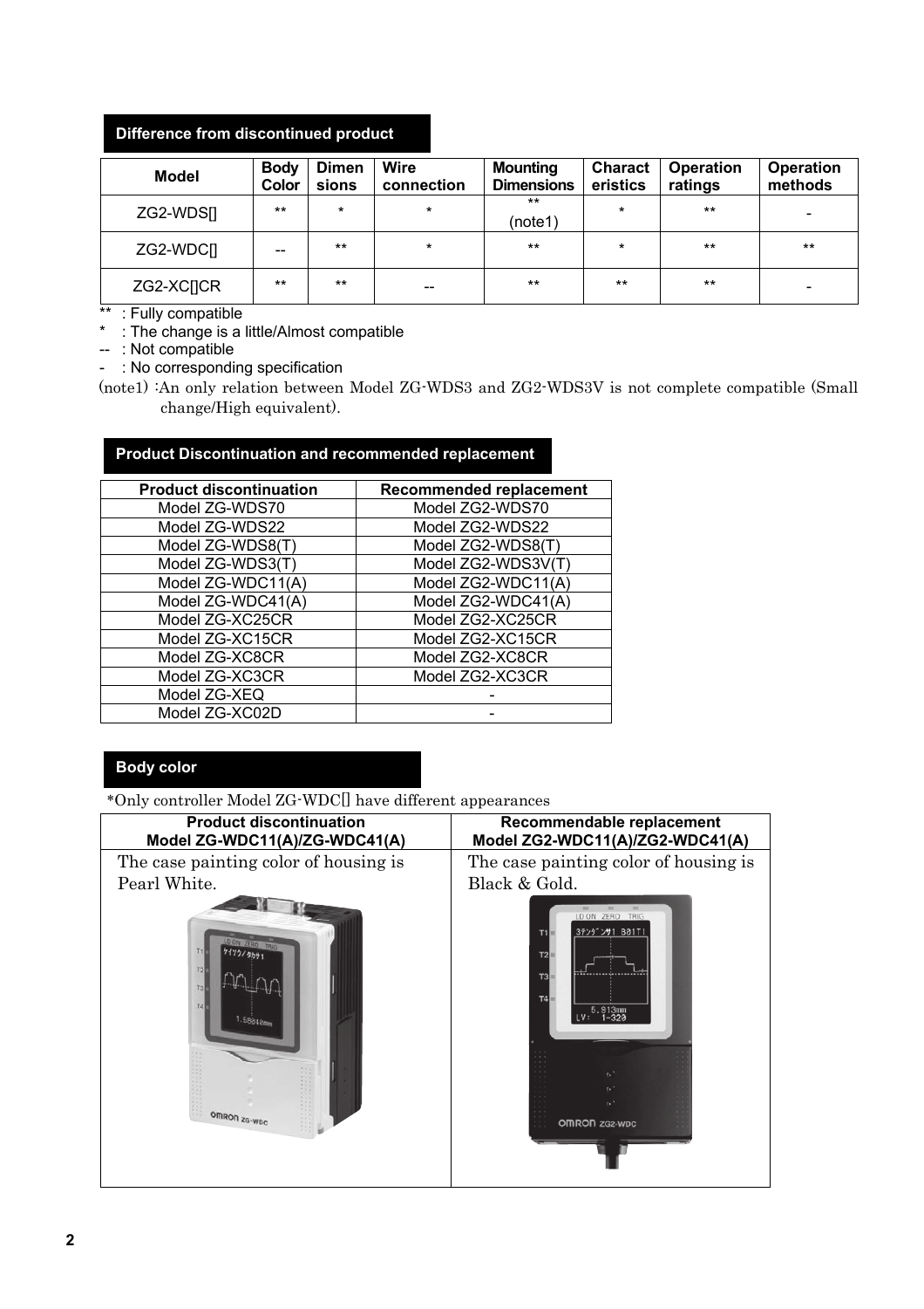## Difference from discontinued product

| Model | Body Color | Dimensions | Wire connection | Mounting Dimensions | Characteristics | Operation ratings | Operation methods |
|---|---|---|---|---|---|---|---|
| ZG2-WDS[] | ** | * | * | ** (note1) | * | ** | - |
| ZG2-WDC[] | -- | ** | * | ** | * | ** | ** |
| ZG2-XC[]CR | ** | ** | -- | ** | ** | ** | - |

** : Fully compatible
* : The change is a little/Almost compatible
-- : Not compatible
- : No corresponding specification
(note1) :An only relation between Model ZG-WDS3 and ZG2-WDS3V is not complete compatible (Small change/High equivalent).

## Product Discontinuation and recommended replacement

| Product discontinuation | Recommended replacement |
|---|---|
| Model ZG-WDS70 | Model ZG2-WDS70 |
| Model ZG-WDS22 | Model ZG2-WDS22 |
| Model ZG-WDS8(T) | Model ZG2-WDS8(T) |
| Model ZG-WDS3(T) | Model ZG2-WDS3V(T) |
| Model ZG-WDC11(A) | Model ZG2-WDC11(A) |
| Model ZG-WDC41(A) | Model ZG2-WDC41(A) |
| Model ZG-XC25CR | Model ZG2-XC25CR |
| Model ZG-XC15CR | Model ZG2-XC15CR |
| Model ZG-XC8CR | Model ZG2-XC8CR |
| Model ZG-XC3CR | Model ZG2-XC3CR |
| Model ZG-XEQ | - |
| Model ZG-XC02D | - |

## Body color

*Only controller Model ZG-WDC[] have different appearances

| Product discontinuation Model ZG-WDC11(A)/ZG-WDC41(A) | Recommendable replacement Model ZG2-WDC11(A)/ZG2-WDC41(A) |
|---|---|
| The case painting color of housing is Pearl White. | The case painting color of housing is Black & Gold. |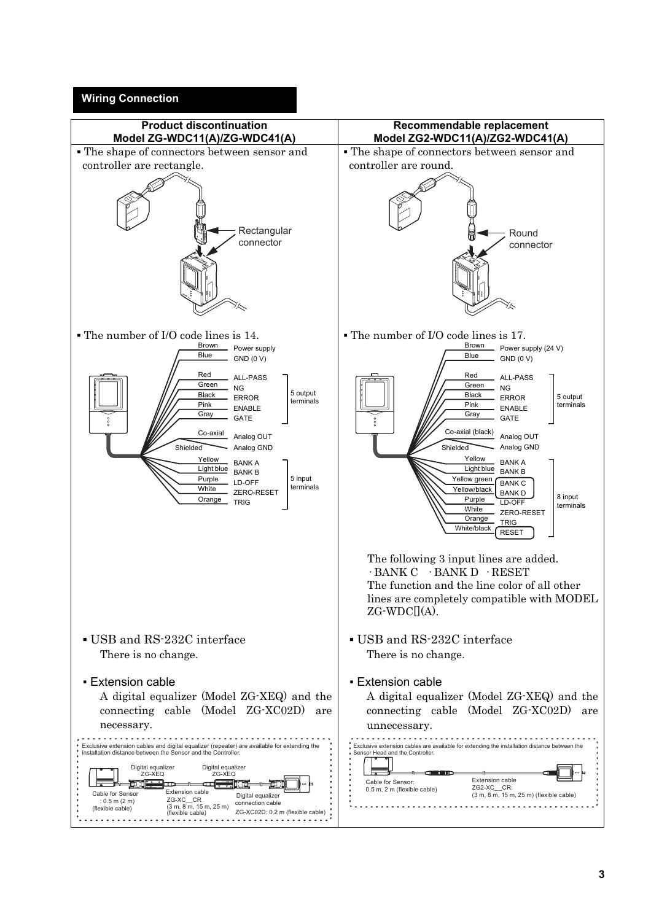## Wiring Connection

| Product discontinuation<br>Model ZG-WDC11(A)/ZG-WDC41(A) | Recommendable replacement<br>Model ZG2-WDC11(A)/ZG2-WDC41(A) |
|---|---|
| ▪ The shape of connectors between sensor and controller are rectangle. | ▪ The shape of connectors between sensor and controller are round. |
| Rectangular connector | Round connector |
| ▪ The number of I/O code lines is 14. | ▪ The number of I/O code lines is 17. |

**Model ZG-WDC11(A)/ZG-WDC41(A) I/O lines:**

| Line color | Signal | |
|---|---|---|
| Brown | Power supply | |
| Blue | GND (0 V) | |
| Red | ALL-PASS | 5 output terminals |
| Green | NG | |
| Black | ERROR | |
| Pink | ENABLE | |
| Gray | GATE | |
| Co-axial | Analog OUT | |
| Shielded | Analog GND | |
| Yellow | BANK A | 5 input terminals |
| Light blue | BANK B | |
| Purple | LD-OFF | |
| White | ZERO-RESET | |
| Orange | TRIG | |

**Model ZG2-WDC11(A)/ZG2-WDC41(A) I/O lines:**

| Line color | Signal | |
|---|---|---|
| Brown | Power supply (24 V) | |
| Blue | GND (0 V) | |
| Red | ALL-PASS | 5 output terminals |
| Green | NG | |
| Black | ERROR | |
| Pink | ENABLE | |
| Gray | GATE | |
| Co-axial (black) | Analog OUT | |
| Shielded | Analog GND | |
| Yellow | BANK A | 8 input terminals |
| Light blue | BANK B | |
| Yellow green | BANK C | |
| Yellow/black | BANK D | |
| Purple | LD-OFF | |
| White | ZERO-RESET | |
| Orange | TRIG | |
| White/black | RESET | |

The following 3 input lines are added.
· BANK C · BANK D · RESET
The function and the line color of all other lines are completely compatible with MODEL ZG-WDC[](A).

**Model ZG-WDC11(A)/ZG-WDC41(A):**

- USB and RS-232C interface
  There is no change.
- Extension cable
  A digital equalizer (Model ZG-XEQ) and the connecting cable (Model ZG-XC02D) are necessary.

Exclusive extension cables and digital equalizer (repeater) are available for extending the installation distance between the Sensor and the Controller.

Cable for Sensor : 0.5 m (2 m) (flexible cable)
Digital equalizer ZG-XEQ
Extension cable ZG-XC__CR (3 m, 8 m, 15 m, 25 m) (flexible cable)
Digital equalizer ZG-XEQ
Digital equalizer connection cable ZG-XC02D: 0.2 m (flexible cable)

**Model ZG2-WDC11(A)/ZG2-WDC41(A):**

- USB and RS-232C interface
  There is no change.
- Extension cable
  A digital equalizer (Model ZG-XEQ) and the connecting cable (Model ZG-XC02D) are unnecessary.

Exclusive extension cables are available for extending the installation distance between the Sensor Head and the Controller.

Cable for Sensor: 0.5 m, 2 m (flexible cable)
Extension cable ZG2-XC__CR: (3 m, 8 m, 15 m, 25 m) (flexible cable)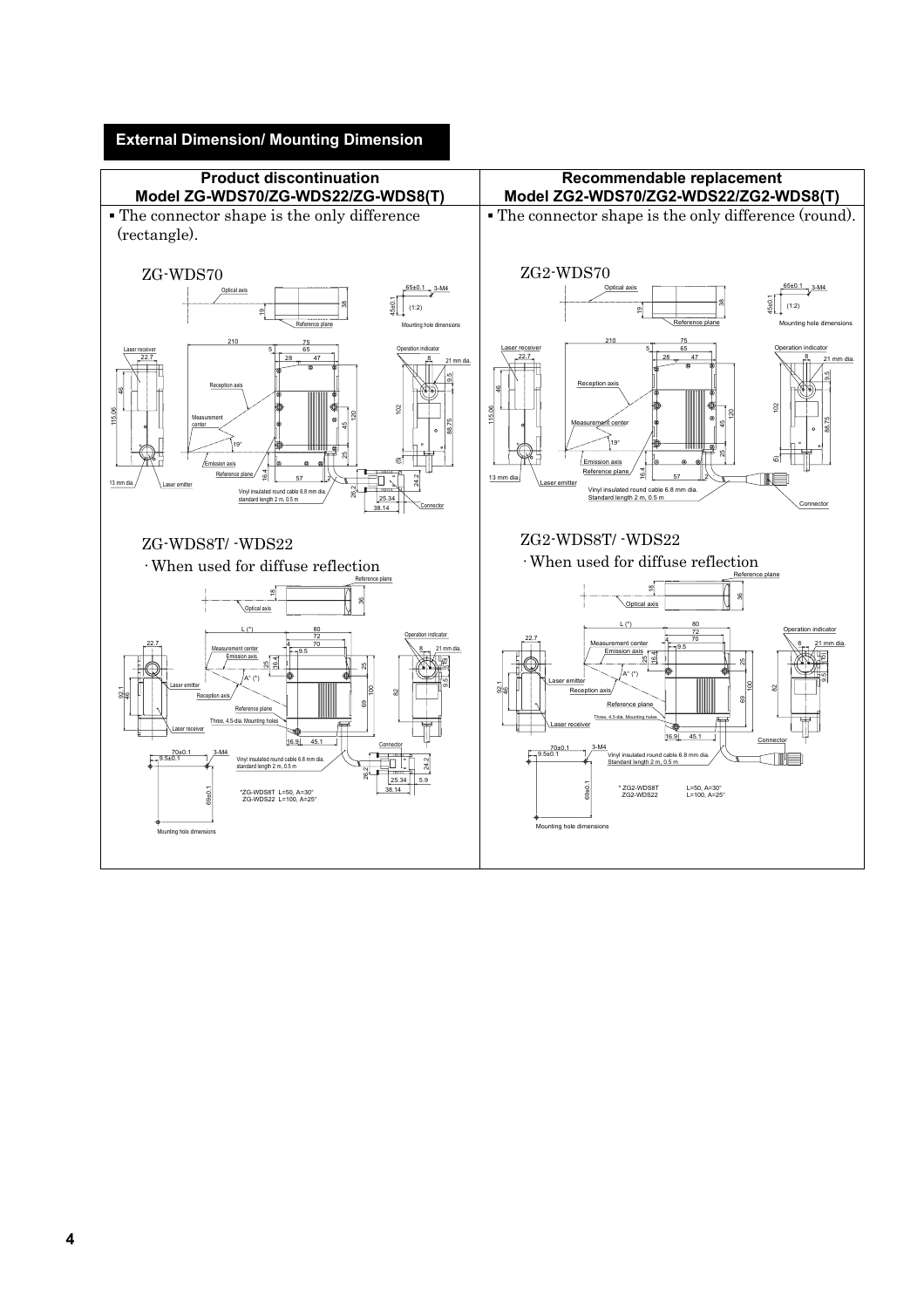## External Dimension/ Mounting Dimension

| Product discontinuation Model ZG-WDS70/ZG-WDS22/ZG-WDS8(T) | Recommendable replacement Model ZG2-WDS70/ZG2-WDS22/ZG2-WDS8(T) |
| --- | --- |
| ▪ The connector shape is the only difference (rectangle). | ▪ The connector shape is the only difference (round). |

### ZG-WDS70

Optical axis, Reference plane, Mounting hole dimensions (1:2), 65±0.1, 3-M4, 45±0.1, 19, 38

Laser receiver 22.7, 210, 75, 5, 65, 28, 47, Operation indicator 8, 21 mm dia., 9.5, 46, Reception axis, 115.06, Measurement center, 120, 45, 102, 88.75, 19°, Emission axis, Reference plane, 16.4, 25, (5), 57, 13 mm dia., Laser emitter, Vinyl insulated round cable 6.8 mm dia. standard length 2 m, 0.5 m, 26.2, 24.2, 25.34, 38.14, Connector

### ZG2-WDS70

Optical axis, Reference plane, Mounting hole dimensions (1:2), 65±0.1, 3-M4, 45±0.1, 19, 38

Laser receiver 22.7, 210, 75, 5, 65, 28, 47, Operation indicator 8, 21 mm dia., 9.5, 46, Reception axis, 115.06, Measurement center, 120, 45, 102, 88.75, 19°, Emission axis, Reference plane, 16.4, 25, (5), 57, 13 mm dia., Laser emitter, Vinyl insulated round cable 6.8 mm dia. Standard length 2 m, 0.5 m, Connector

### ZG-WDS8T/ -WDS22

· When used for diffuse reflection

Reference plane, 18, 36, Optical axis

L (*), 80, 72, 70, 4, 9.5, 22.7, Measurement center, Emission axis, 16.4, 25, 25, A° (*), Operation indicator 8, 21 mm dia., (5), 9.5, 92.1, 46, Laser emitter, Reception axis, 69, 100, 82, Reference plane, Three, 4.5-dia. Mounting holes, Laser receiver, 16.9, 45.1, Connector

70±0.1, 3-M4, 9.5±0.1, 69±0.1, Mounting hole dimensions

Vinyl insulated round cable 6.8 mm dia. standard length 2 m, 0.5 m, 26.2, 24.2, 25.34, 5.9, 38.14

*ZG-WDS8T L=50, A=30°
ZG-WDS22 L=100, A=25°

### ZG2-WDS8T/ -WDS22

· When used for diffuse reflection

Reference plane, 18, 36, Optical axis

L (*), 80, 72, 70, 4, 9.5, 22.7, Measurement center, Emission axis, 16.4, 25, 25, A° (*), Operation indicator 8, 21 mm dia., (5), 9.5, 92.1, 46, Laser emitter, Reception axis, 69, 100, 82, Reference plane, Three, 4.5-dia. Mounting holes, Laser receiver, 16.9, 45.1, Connector

70±0.1, 3-M4, 9.5±0.1, 69±0.1, Mounting hole dimensions

Vinyl insulated round cable 6.8 mm dia. Standard length 2 m, 0.5 m

* ZG2-WDS8T L=50, A=30°
ZG2-WDS22 L=100, A=25°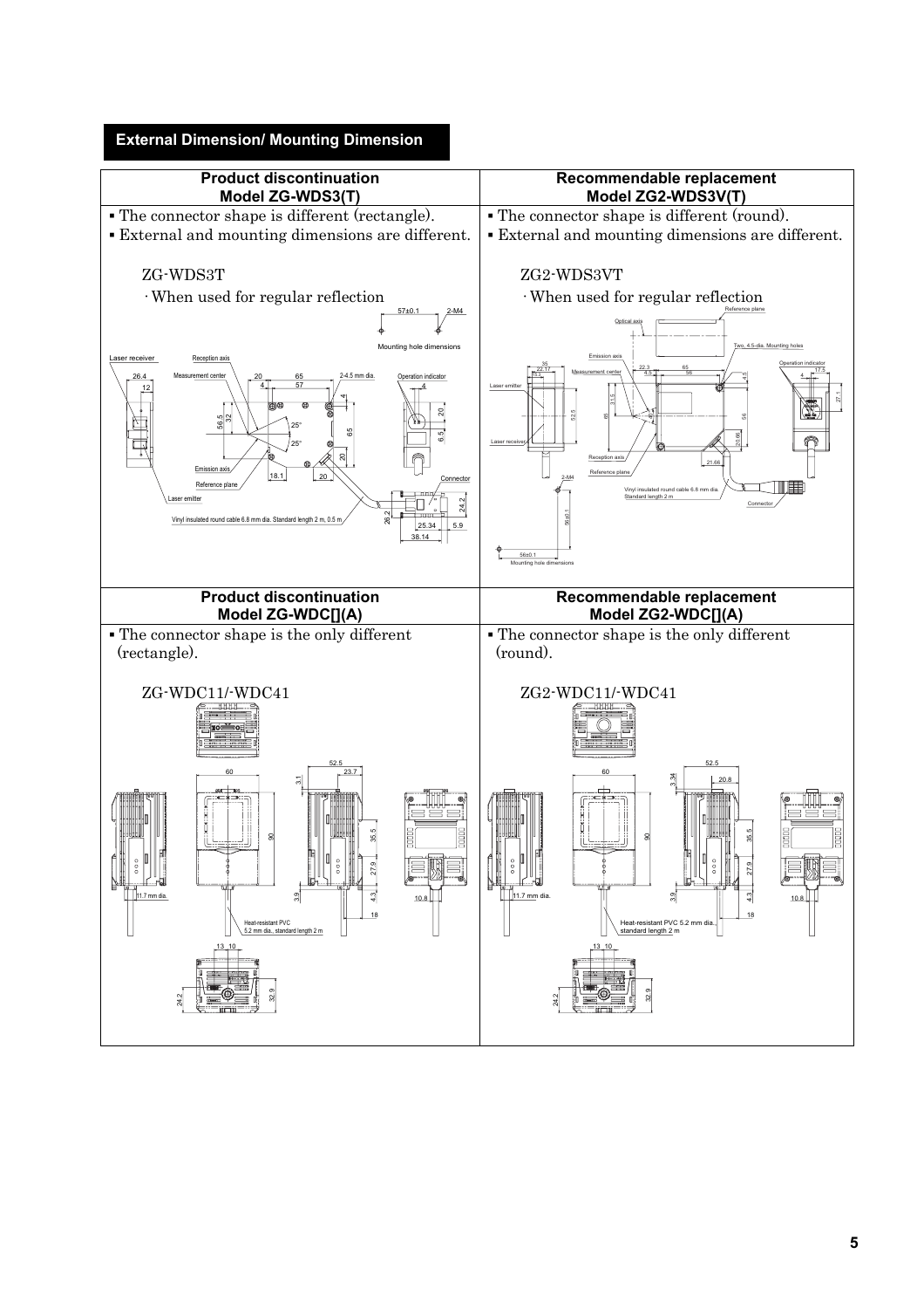## External Dimension/ Mounting Dimension

| Product discontinuation Model ZG-WDS3(T) | Recommendable replacement Model ZG2-WDS3V(T) |
|---|---|
| ▪ The connector shape is different (rectangle).<br>▪ External and mounting dimensions are different.<br><br>ZG-WDS3T<br>· When used for regular reflection | ▪ The connector shape is different (round).<br>▪ External and mounting dimensions are different.<br><br>ZG2-WDS3VT<br>· When used for regular reflection |
| **Product discontinuation Model ZG-WDC[](A)** | **Recommendable replacement Model ZG2-WDC[](A)** |
| ▪ The connector shape is the only different (rectangle).<br><br>ZG-WDC11/-WDC41 | ▪ The connector shape is the only different (round).<br><br>ZG2-WDC11/-WDC41 |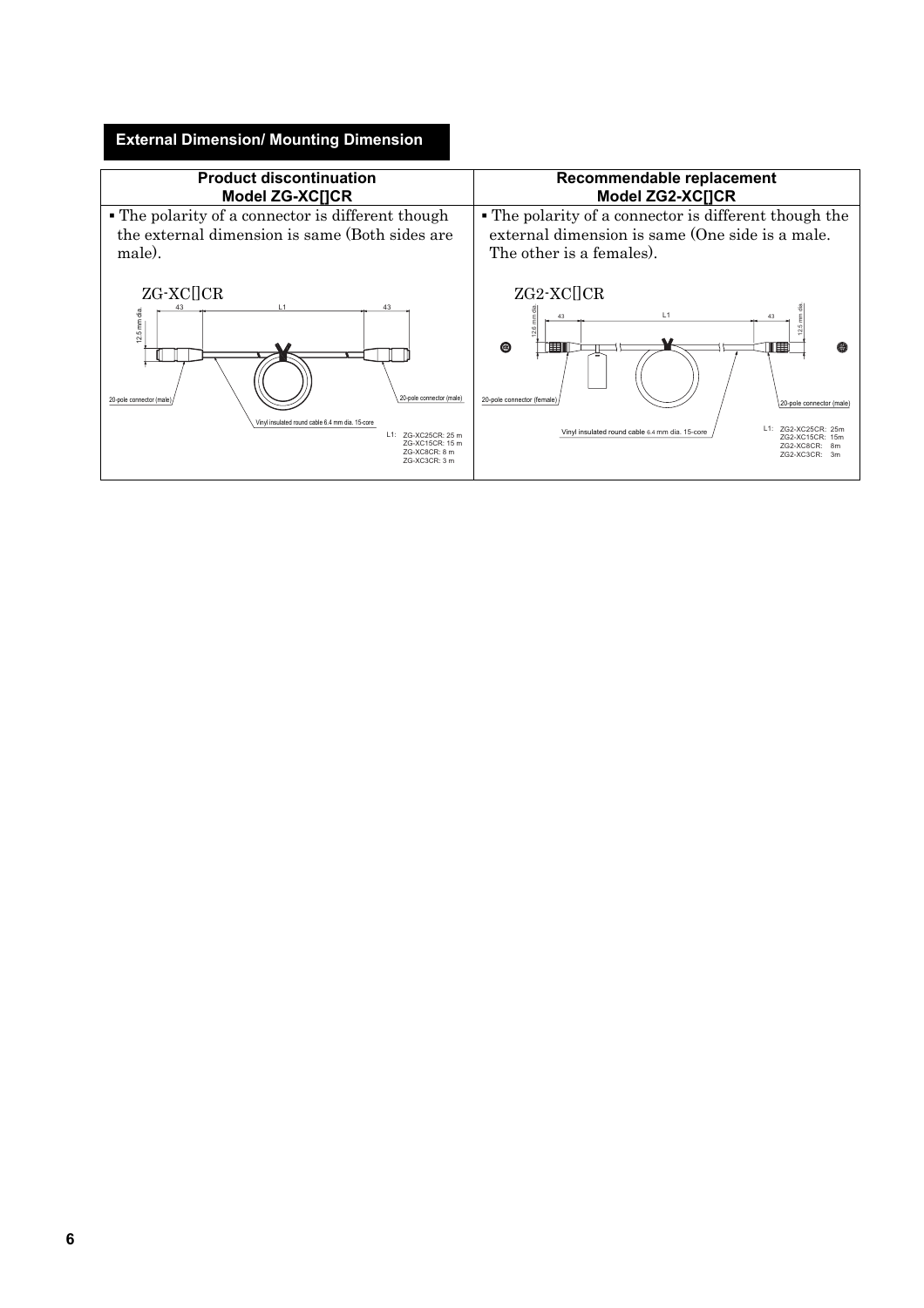## External Dimension/ Mounting Dimension

| Product discontinuation<br>Model ZG-XC[]CR | Recommendable replacement<br>Model ZG2-XC[]CR |
|---|---|
| ▪ The polarity of a connector is different though the external dimension is same (Both sides are male). | ▪ The polarity of a connector is different though the external dimension is same (One side is a male. The other is a females). |
| ZG-XC[]CR<br>43 L1 43<br>12.5 mm dia.<br>20-pole connector (male)<br>20-pole connector (male)<br>Vinyl insulated round cable 6.4 mm dia. 15-core<br>L1: ZG-XC25CR: 25 m<br>ZG-XC15CR: 15 m<br>ZG-XC8CR: 8 m<br>ZG-XC3CR: 3 m | ZG2-XC[]CR<br>12.6 mm dia. 43 L1 43 12.5 mm dia.<br>20-pole connector (female)<br>20-pole connector (male)<br>Vinyl insulated round cable 6.4 mm dia. 15-core<br>L1: ZG2-XC25CR: 25m<br>ZG2-XC15CR: 15m<br>ZG2-XC8CR: 8m<br>ZG2-XC3CR: 3m |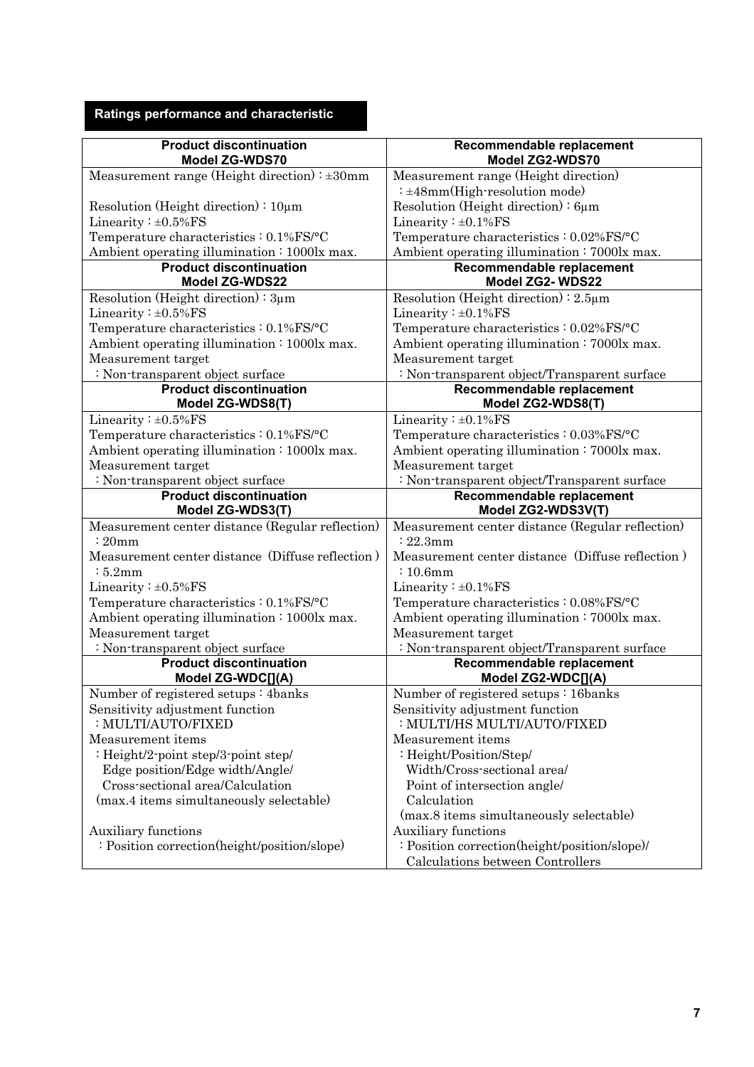## Ratings performance and characteristic

| Product discontinuation Model ZG-WDS70 | Recommendable replacement Model ZG2-WDS70 |
|---|---|
| Measurement range (Height direction) : ±30mm<br><br>Resolution (Height direction) : 10μm<br>Linearity : ±0.5%FS<br>Temperature characteristics : 0.1%FS/°C<br>Ambient operating illumination : 1000lx max. | Measurement range (Height direction)<br>: ±48mm(High-resolution mode)<br>Resolution (Height direction) : 6μm<br>Linearity : ±0.1%FS<br>Temperature characteristics : 0.02%FS/°C<br>Ambient operating illumination : 7000lx max. |
| **Product discontinuation Model ZG-WDS22** | **Recommendable replacement Model ZG2- WDS22** |
| Resolution (Height direction) : 3μm<br>Linearity : ±0.5%FS<br>Temperature characteristics : 0.1%FS/°C<br>Ambient operating illumination : 1000lx max.<br>Measurement target<br>: Non-transparent object surface | Resolution (Height direction) : 2.5μm<br>Linearity : ±0.1%FS<br>Temperature characteristics : 0.02%FS/°C<br>Ambient operating illumination : 7000lx max.<br>Measurement target<br>: Non-transparent object/Transparent surface |
| **Product discontinuation Model ZG-WDS8(T)** | **Recommendable replacement Model ZG2-WDS8(T)** |
| Linearity : ±0.5%FS<br>Temperature characteristics : 0.1%FS/°C<br>Ambient operating illumination : 1000lx max.<br>Measurement target<br>: Non-transparent object surface | Linearity : ±0.1%FS<br>Temperature characteristics : 0.03%FS/°C<br>Ambient operating illumination : 7000lx max.<br>Measurement target<br>: Non-transparent object/Transparent surface |
| **Product discontinuation Model ZG-WDS3(T)** | **Recommendable replacement Model ZG2-WDS3V(T)** |
| Measurement center distance (Regular reflection)<br>: 20mm<br>Measurement center distance (Diffuse reflection)<br>: 5.2mm<br>Linearity : ±0.5%FS<br>Temperature characteristics : 0.1%FS/°C<br>Ambient operating illumination : 1000lx max.<br>Measurement target<br>: Non-transparent object surface | Measurement center distance (Regular reflection)<br>: 22.3mm<br>Measurement center distance (Diffuse reflection)<br>: 10.6mm<br>Linearity : ±0.1%FS<br>Temperature characteristics : 0.08%FS/°C<br>Ambient operating illumination : 7000lx max.<br>Measurement target<br>: Non-transparent object/Transparent surface |
| **Product discontinuation Model ZG-WDC[](A)** | **Recommendable replacement Model ZG2-WDC[](A)** |
| Number of registered setups : 4banks<br>Sensitivity adjustment function<br>: MULTI/AUTO/FIXED<br>Measurement items<br>: Height/2-point step/3-point step/<br>Edge position/Edge width/Angle/<br>Cross-sectional area/Calculation<br>(max.4 items simultaneously selectable)<br><br>Auxiliary functions<br>: Position correction(height/position/slope) | Number of registered setups : 16banks<br>Sensitivity adjustment function<br>: MULTI/HS MULTI/AUTO/FIXED<br>Measurement items<br>: Height/Position/Step/<br>Width/Cross-sectional area/<br>Point of intersection angle/<br>Calculation<br>(max.8 items simultaneously selectable)<br>Auxiliary functions<br>: Position correction(height/position/slope)/<br>Calculations between Controllers |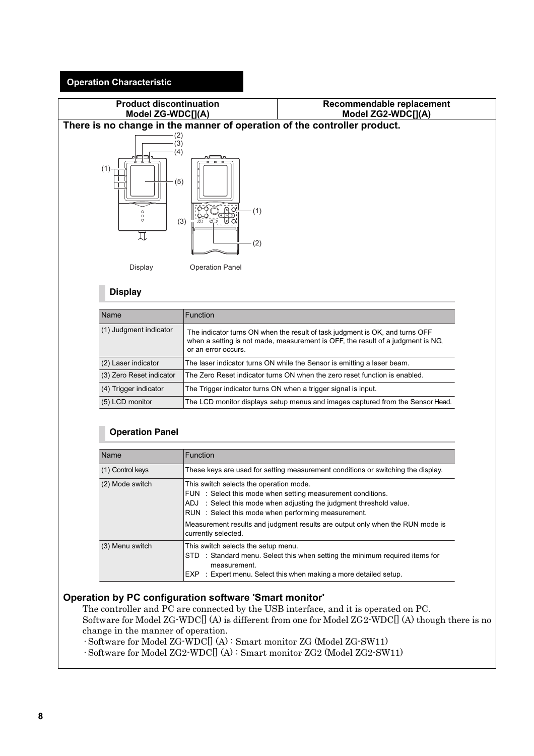## Operation Characteristic

| Product discontinuation Model ZG-WDC[](A) | Recommendable replacement Model ZG2-WDC[](A) |
|---|---|

**There is no change in the manner of operation of the controller product.**

(2)
(3)
(4)
(1)
(5)
(1)
(3)
(2)

Display    Operation Panel

### Display

| Name | Function |
|---|---|
| (1) Judgment indicator | The indicator turns ON when the result of task judgment is OK, and turns OFF when a setting is not made, measurement is OFF, the result of a judgment is NG, or an error occurs. |
| (2) Laser indicator | The laser indicator turns ON while the Sensor is emitting a laser beam. |
| (3) Zero Reset indicator | The Zero Reset indicator turns ON when the zero reset function is enabled. |
| (4) Trigger indicator | The Trigger indicator turns ON when a trigger signal is input. |
| (5) LCD monitor | The LCD monitor displays setup menus and images captured from the Sensor Head. |

### Operation Panel

| Name | Function |
|---|---|
| (1) Control keys | These keys are used for setting measurement conditions or switching the display. |
| (2) Mode switch | This switch selects the operation mode.<br>FUN : Select this mode when setting measurement conditions.<br>ADJ : Select this mode when adjusting the judgment threshold value.<br>RUN : Select this mode when performing measurement.<br>Measurement results and judgment results are output only when the RUN mode is currently selected. |
| (3) Menu switch | This switch selects the setup menu.<br>STD : Standard menu. Select this when setting the minimum required items for measurement.<br>EXP : Expert menu. Select this when making a more detailed setup. |

**Operation by PC configuration software 'Smart monitor'**

The controller and PC are connected by the USB interface, and it is operated on PC.
Software for Model ZG-WDC[] (A) is different from one for Model ZG2-WDC[] (A) though there is no change in the manner of operation.

- Software for Model ZG-WDC[] (A) : Smart monitor ZG (Model ZG-SW11)
- Software for Model ZG2-WDC[] (A) : Smart monitor ZG2 (Model ZG2-SW11)